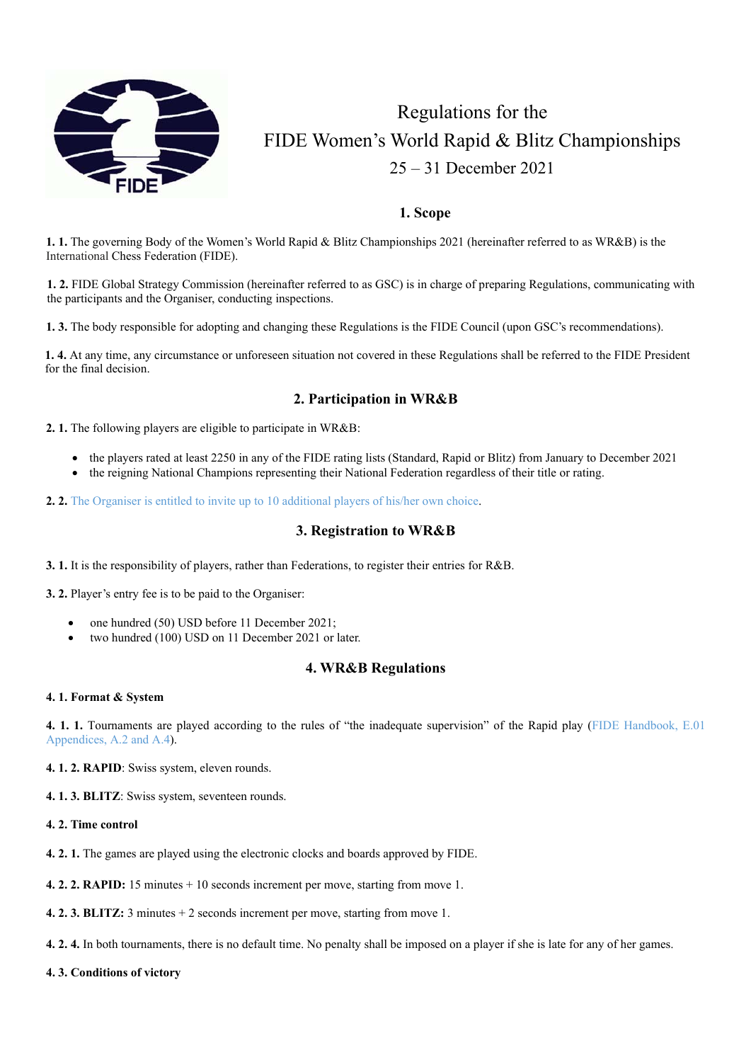# Regulations for the FIDE Women's World Rapid & Blitz Championships

25 – 31 December 2021

## 1. Scope

**1. 1.** The governing Body of the Women's World Rapid & Blitz Championships 2021 (hereinafter referred to as WR&B) is the International Chess Federation (FIDE).

**1. 2.** FIDE Global Strategy Commission (hereinafter referred to as GSC) is in charge of preparing Regulations, communicating with the participants and the Organiser, conducting inspections.

**1. 3.** The body responsible for adopting and changing these Regulations is the FIDE Council (upon GSC's recommendations).

**1. 4.** At any time, any circumstance or unforeseen situation not covered in these Regulations shall be referred to the FIDE President for the final decision.

## 2. Participation in WR&B

**2. 1.** The following players are eligible to participate in WR&B:

- the players rated at least 2250 in any of the FIDE rating lists (Standard, Rapid or Blitz) from January to December 2021
- the reigning National Champions representing their National Federation regardless of their title or rating.

**2. 2.** The Organiser is entitled to invite up to 10 additional players of his/her own choice.

## 3. Registration to WR&B

**3. 1.** It is the responsibility of players, rather than Federations, to register their entries for R&B.

**3. 2.** Player's entry fee is to be paid to the Organiser:

- one hundred (50) USD before 11 December 2021;
- two hundred (100) USD on 11 December 2021 or later.

## 4. WR&B Regulations

**4. 1. Format & System**

**4. 1. 1.** Tournaments are played according to the rules of "the inadequate supervision" of the Rapid play (FIDE Handbook, E.01 Appendices, A.2 and A.4).

**4. 1. 2. RAPID**: Swiss system, eleven rounds.

**4. 1. 3. BLITZ**: Swiss system, seventeen rounds.

**4. 2. Time control**

**4. 2. 1.** The games are played using the electronic clocks and boards approved by FIDE.

**4. 2. 2. RAPID:** 15 minutes + 10 seconds increment per move, starting from move 1.

**4. 2. 3. BLITZ:** 3 minutes + 2 seconds increment per move, starting from move 1.

**4. 2. 4.** In both tournaments, there is no default time. No penalty shall be imposed on a player if she is late for any of her games.

**4. 3. Conditions of victory**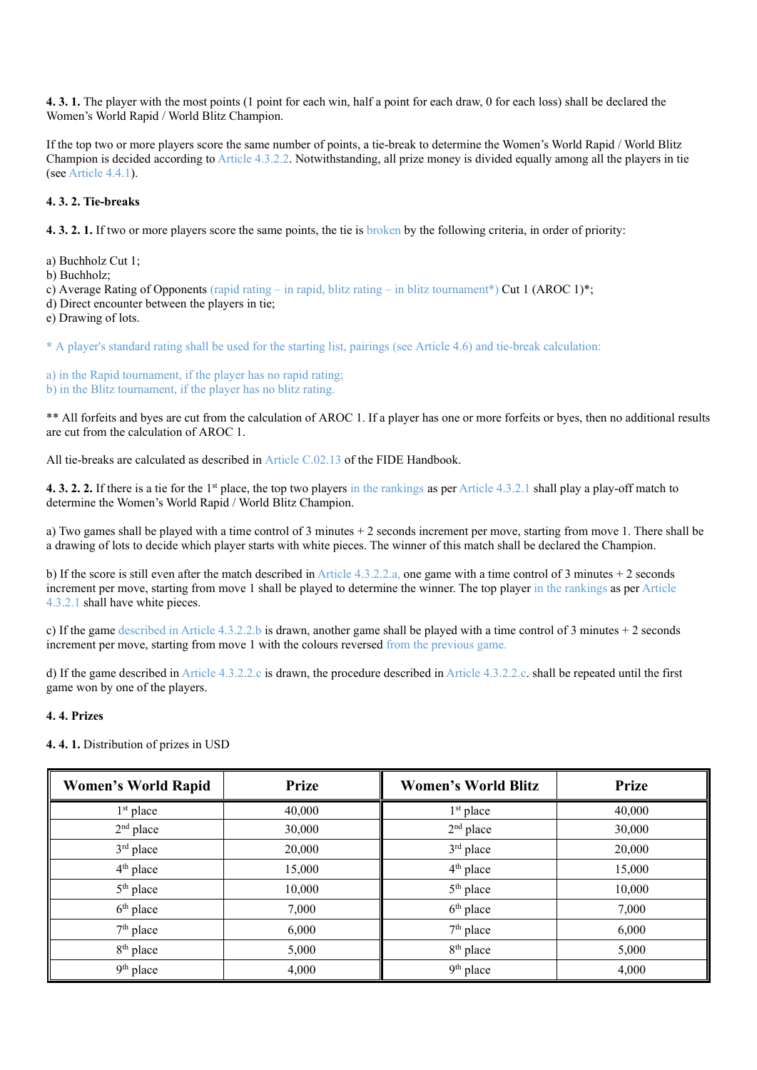**4. 3. 1.** The player with the most points (1 point for each win, half a point for each draw, 0 for each loss) shall be declared the Women's World Rapid / World Blitz Champion.

If the top two or more players score the same number of points, a tie-break to determine the Women's World Rapid / World Blitz Champion is decided according to Article 4.3.2.2. Notwithstanding, all prize money is divided equally among all the players in tie (see Article 4.4.1).

**4. 3. 2. Tie-breaks**

**4. 3. 2. 1.** If two or more players score the same points, the tie is broken by the following criteria, in order of priority:

a) Buchholz Cut 1;
b) Buchholz;
c) Average Rating of Opponents (rapid rating – in rapid, blitz rating – in blitz tournament*) Cut 1 (AROC 1)*;
d) Direct encounter between the players in tie;
e) Drawing of lots.

* A player's standard rating shall be used for the starting list, pairings (see Article 4.6) and tie-break calculation:

a) in the Rapid tournament, if the player has no rapid rating;
b) in the Blitz tournament, if the player has no blitz rating.

** All forfeits and byes are cut from the calculation of AROC 1. If a player has one or more forfeits or byes, then no additional results are cut from the calculation of AROC 1.

All tie-breaks are calculated as described in Article C.02.13 of the FIDE Handbook.

**4. 3. 2. 2.** If there is a tie for the 1st place, the top two players in the rankings as per Article 4.3.2.1 shall play a play-off match to determine the Women's World Rapid / World Blitz Champion.

a) Two games shall be played with a time control of 3 minutes + 2 seconds increment per move, starting from move 1. There shall be a drawing of lots to decide which player starts with white pieces. The winner of this match shall be declared the Champion.

b) If the score is still even after the match described in Article 4.3.2.2.a, one game with a time control of 3 minutes + 2 seconds increment per move, starting from move 1 shall be played to determine the winner. The top player in the rankings as per Article 4.3.2.1 shall have white pieces.

c) If the game described in Article 4.3.2.2.b is drawn, another game shall be played with a time control of 3 minutes + 2 seconds increment per move, starting from move 1 with the colours reversed from the previous game.

d) If the game described in Article 4.3.2.2.c is drawn, the procedure described in Article 4.3.2.2.c. shall be repeated until the first game won by one of the players.

**4. 4. Prizes**

**4. 4. 1.** Distribution of prizes in USD

| Women's World Rapid | Prize | Women's World Blitz | Prize |
|---|---|---|---|
| 1st place | 40,000 | 1st place | 40,000 |
| 2nd place | 30,000 | 2nd place | 30,000 |
| 3rd place | 20,000 | 3rd place | 20,000 |
| 4th place | 15,000 | 4th place | 15,000 |
| 5th place | 10,000 | 5th place | 10,000 |
| 6th place | 7,000 | 6th place | 7,000 |
| 7th place | 6,000 | 7th place | 6,000 |
| 8th place | 5,000 | 8th place | 5,000 |
| 9th place | 4,000 | 9th place | 4,000 |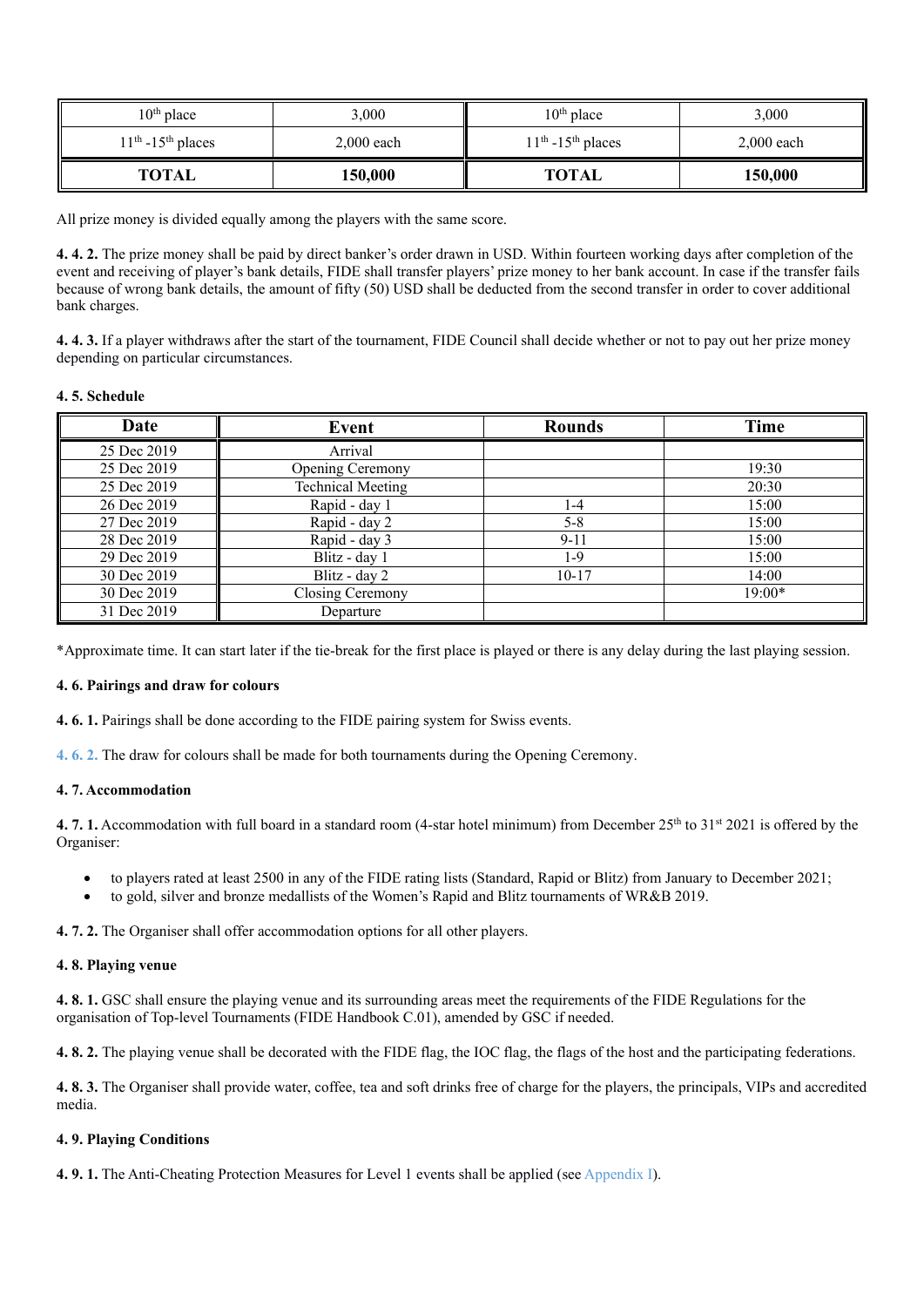| 10th place | 3,000 | 10th place | 3,000 |
|---|---|---|---|
| 11th -15th places | 2,000 each | 11th -15th places | 2,000 each |
| **TOTAL** | **150,000** | **TOTAL** | **150,000** |

All prize money is divided equally among the players with the same score.

**4. 4. 2.** The prize money shall be paid by direct banker's order drawn in USD. Within fourteen working days after completion of the event and receiving of player's bank details, FIDE shall transfer players' prize money to her bank account. In case if the transfer fails because of wrong bank details, the amount of fifty (50) USD shall be deducted from the second transfer in order to cover additional bank charges.

**4. 4. 3.** If a player withdraws after the start of the tournament, FIDE Council shall decide whether or not to pay out her prize money depending on particular circumstances.

**4. 5. Schedule**

| Date | Event | Rounds | Time |
|---|---|---|---|
| 25 Dec 2019 | Arrival | | |
| 25 Dec 2019 | Opening Ceremony | | 19:30 |
| 25 Dec 2019 | Technical Meeting | | 20:30 |
| 26 Dec 2019 | Rapid - day 1 | 1-4 | 15:00 |
| 27 Dec 2019 | Rapid - day 2 | 5-8 | 15:00 |
| 28 Dec 2019 | Rapid - day 3 | 9-11 | 15:00 |
| 29 Dec 2019 | Blitz - day 1 | 1-9 | 15:00 |
| 30 Dec 2019 | Blitz - day 2 | 10-17 | 14:00 |
| 30 Dec 2019 | Closing Ceremony | | 19:00* |
| 31 Dec 2019 | Departure | | |

*Approximate time. It can start later if the tie-break for the first place is played or there is any delay during the last playing session.

**4. 6. Pairings and draw for colours**

**4. 6. 1.** Pairings shall be done according to the FIDE pairing system for Swiss events.

4. 6. 2. The draw for colours shall be made for both tournaments during the Opening Ceremony.

**4. 7. Accommodation**

**4. 7. 1.** Accommodation with full board in a standard room (4-star hotel minimum) from December 25th to 31st 2021 is offered by the Organiser:

- to players rated at least 2500 in any of the FIDE rating lists (Standard, Rapid or Blitz) from January to December 2021;
- to gold, silver and bronze medallists of the Women's Rapid and Blitz tournaments of WR&B 2019.

**4. 7. 2.** The Organiser shall offer accommodation options for all other players.

**4. 8. Playing venue**

**4. 8. 1.** GSC shall ensure the playing venue and its surrounding areas meet the requirements of the FIDE Regulations for the organisation of Top-level Tournaments (FIDE Handbook C.01), amended by GSC if needed.

**4. 8. 2.** The playing venue shall be decorated with the FIDE flag, the IOC flag, the flags of the host and the participating federations.

**4. 8. 3.** The Organiser shall provide water, coffee, tea and soft drinks free of charge for the players, the principals, VIPs and accredited media.

**4. 9. Playing Conditions**

**4. 9. 1.** The Anti-Cheating Protection Measures for Level 1 events shall be applied (see Appendix I).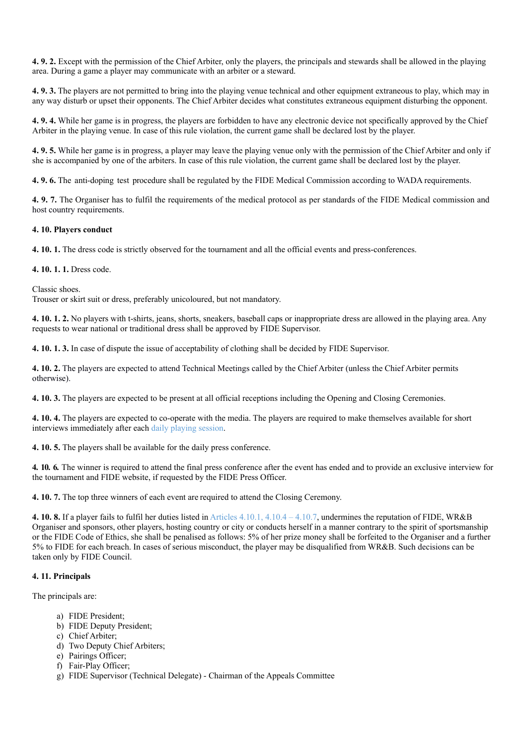**4. 9. 2.** Except with the permission of the Chief Arbiter, only the players, the principals and stewards shall be allowed in the playing area. During a game a player may communicate with an arbiter or a steward.

**4. 9. 3.** The players are not permitted to bring into the playing venue technical and other equipment extraneous to play, which may in any way disturb or upset their opponents. The Chief Arbiter decides what constitutes extraneous equipment disturbing the opponent.

**4. 9. 4.** While her game is in progress, the players are forbidden to have any electronic device not specifically approved by the Chief Arbiter in the playing venue. In case of this rule violation, the current game shall be declared lost by the player.

**4. 9. 5.** While her game is in progress, a player may leave the playing venue only with the permission of the Chief Arbiter and only if she is accompanied by one of the arbiters. In case of this rule violation, the current game shall be declared lost by the player.

**4. 9. 6.** The anti-doping test procedure shall be regulated by the FIDE Medical Commission according to WADA requirements.

**4. 9. 7.** The Organiser has to fulfil the requirements of the medical protocol as per standards of the FIDE Medical commission and host country requirements.

**4. 10. Players conduct**

**4. 10. 1.** The dress code is strictly observed for the tournament and all the official events and press-conferences.

**4. 10. 1. 1.** Dress code.

Classic shoes.
Trouser or skirt suit or dress, preferably unicoloured, but not mandatory.

**4. 10. 1. 2.** No players with t-shirts, jeans, shorts, sneakers, baseball caps or inappropriate dress are allowed in the playing area. Any requests to wear national or traditional dress shall be approved by FIDE Supervisor.

**4. 10. 1. 3.** In case of dispute the issue of acceptability of clothing shall be decided by FIDE Supervisor.

**4. 10. 2.** The players are expected to attend Technical Meetings called by the Chief Arbiter (unless the Chief Arbiter permits otherwise).

**4. 10. 3.** The players are expected to be present at all official receptions including the Opening and Closing Ceremonies.

**4. 10. 4.** The players are expected to co-operate with the media. The players are required to make themselves available for short interviews immediately after each daily playing session.

**4. 10. 5.** The players shall be available for the daily press conference.

***4. 10. 6.*** The winner is required to attend the final press conference after the event has ended and to provide an exclusive interview for the tournament and FIDE website, if requested by the FIDE Press Officer.

**4. 10. 7.** The top three winners of each event are required to attend the Closing Ceremony.

**4. 10. 8.** If a player fails to fulfil her duties listed in Articles 4.10.1, 4.10.4 – 4.10.7, undermines the reputation of FIDE, WR&B Organiser and sponsors, other players, hosting country or city or conducts herself in a manner contrary to the spirit of sportsmanship or the FIDE Code of Ethics, she shall be penalised as follows: 5% of her prize money shall be forfeited to the Organiser and a further 5% to FIDE for each breach. In cases of serious misconduct, the player may be disqualified from WR&B. Such decisions can be taken only by FIDE Council.

**4. 11. Principals**

The principals are:

a) FIDE President;
b) FIDE Deputy President;
c) Chief Arbiter;
d) Two Deputy Chief Arbiters;
e) Pairings Officer;
f) Fair-Play Officer;
g) FIDE Supervisor (Technical Delegate) - Chairman of the Appeals Committee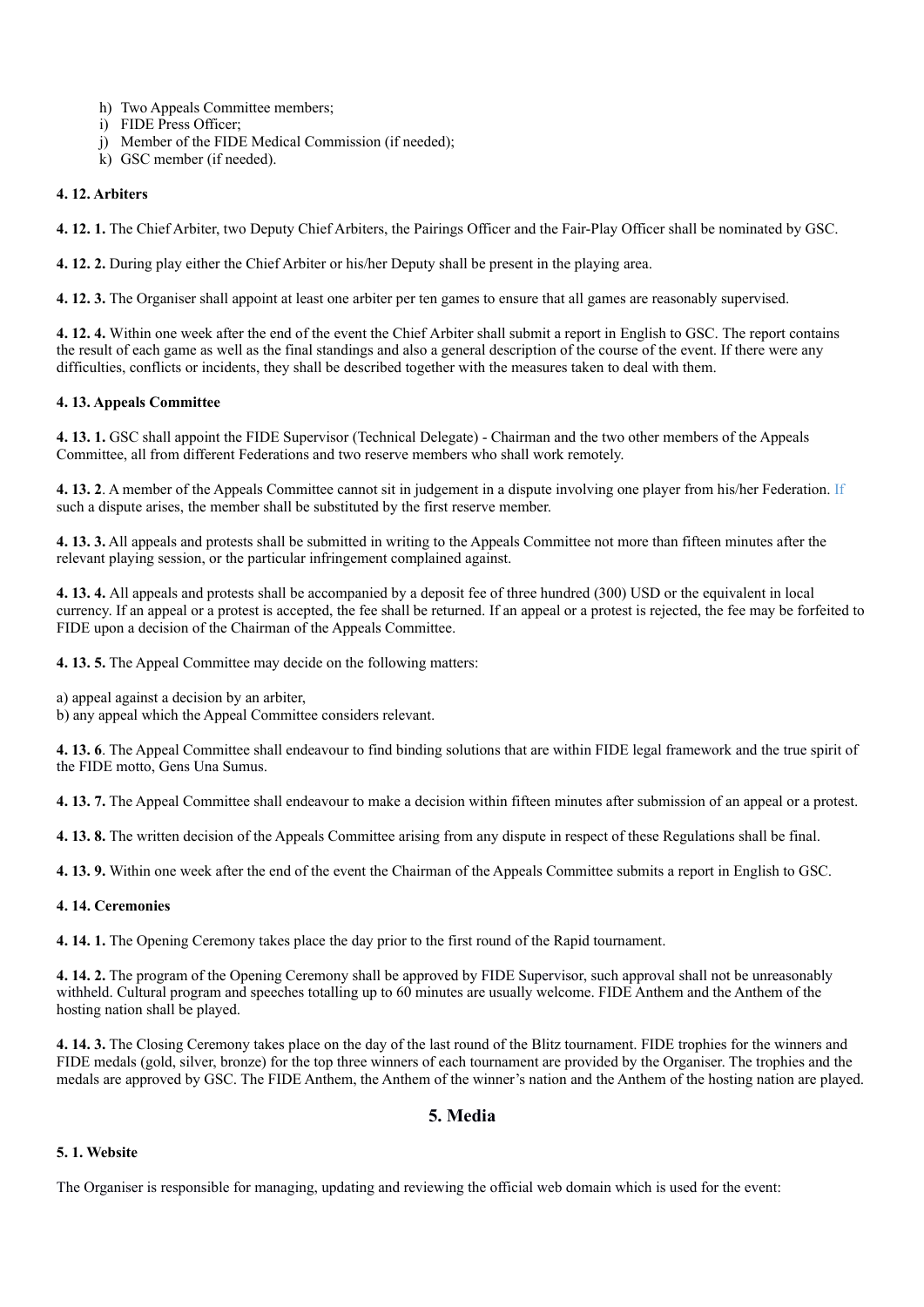h) Two Appeals Committee members;
i) FIDE Press Officer;
j) Member of the FIDE Medical Commission (if needed);
k) GSC member (if needed).

**4. 12. Arbiters**

**4. 12. 1.** The Chief Arbiter, two Deputy Chief Arbiters, the Pairings Officer and the Fair-Play Officer shall be nominated by GSC.

**4. 12. 2.** During play either the Chief Arbiter or his/her Deputy shall be present in the playing area.

**4. 12. 3.** The Organiser shall appoint at least one arbiter per ten games to ensure that all games are reasonably supervised.

**4. 12. 4.** Within one week after the end of the event the Chief Arbiter shall submit a report in English to GSC. The report contains the result of each game as well as the final standings and also a general description of the course of the event. If there were any difficulties, conflicts or incidents, they shall be described together with the measures taken to deal with them.

**4. 13. Appeals Committee**

**4. 13. 1.** GSC shall appoint the FIDE Supervisor (Technical Delegate) - Chairman and the two other members of the Appeals Committee, all from different Federations and two reserve members who shall work remotely.

**4. 13. 2**. A member of the Appeals Committee cannot sit in judgement in a dispute involving one player from his/her Federation. If such a dispute arises, the member shall be substituted by the first reserve member.

**4. 13. 3.** All appeals and protests shall be submitted in writing to the Appeals Committee not more than fifteen minutes after the relevant playing session, or the particular infringement complained against.

**4. 13. 4.** All appeals and protests shall be accompanied by a deposit fee of three hundred (300) USD or the equivalent in local currency. If an appeal or a protest is accepted, the fee shall be returned. If an appeal or a protest is rejected, the fee may be forfeited to FIDE upon a decision of the Chairman of the Appeals Committee.

**4. 13. 5.** The Appeal Committee may decide on the following matters:

a) appeal against a decision by an arbiter,
b) any appeal which the Appeal Committee considers relevant.

**4. 13. 6**. The Appeal Committee shall endeavour to find binding solutions that are within FIDE legal framework and the true spirit of the FIDE motto, Gens Una Sumus.

**4. 13. 7.** The Appeal Committee shall endeavour to make a decision within fifteen minutes after submission of an appeal or a protest.

**4. 13. 8.** The written decision of the Appeals Committee arising from any dispute in respect of these Regulations shall be final.

**4. 13. 9.** Within one week after the end of the event the Chairman of the Appeals Committee submits a report in English to GSC.

**4. 14. Ceremonies**

**4. 14. 1.** The Opening Ceremony takes place the day prior to the first round of the Rapid tournament.

**4. 14. 2.** The program of the Opening Ceremony shall be approved by FIDE Supervisor, such approval shall not be unreasonably withheld. Cultural program and speeches totalling up to 60 minutes are usually welcome. FIDE Anthem and the Anthem of the hosting nation shall be played.

**4. 14. 3.** The Closing Ceremony takes place on the day of the last round of the Blitz tournament. FIDE trophies for the winners and FIDE medals (gold, silver, bronze) for the top three winners of each tournament are provided by the Organiser. The trophies and the medals are approved by GSC. The FIDE Anthem, the Anthem of the winner's nation and the Anthem of the hosting nation are played.

## 5. Media

**5. 1. Website**

The Organiser is responsible for managing, updating and reviewing the official web domain which is used for the event: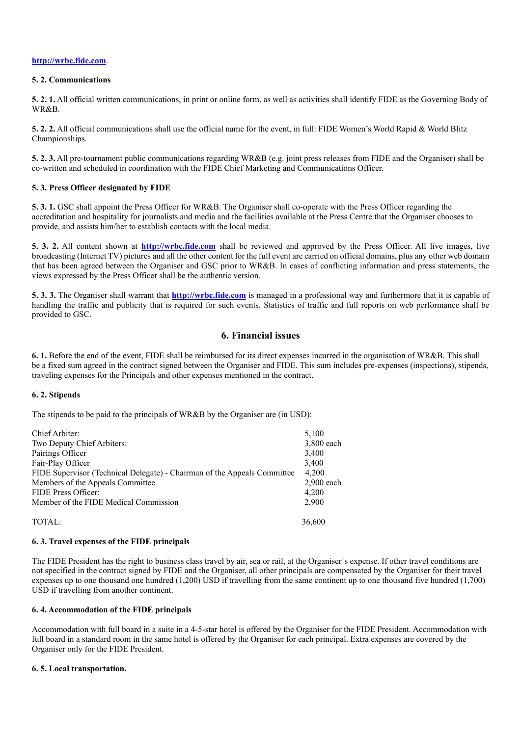http://wrbc.fide.com.

**5. 2. Communications**

**5. 2. 1.** All official written communications, in print or online form, as well as activities shall identify FIDE as the Governing Body of WR&B.

**5. 2. 2.** All official communications shall use the official name for the event, in full: FIDE Women's World Rapid & World Blitz Championships.

**5. 2. 3.** All pre-tournament public communications regarding WR&B (e.g. joint press releases from FIDE and the Organiser) shall be co-written and scheduled in coordination with the FIDE Chief Marketing and Communications Officer.

**5. 3. Press Officer designated by FIDE**

**5. 3. 1.** GSC shall appoint the Press Officer for WR&B. The Organiser shall co-operate with the Press Officer regarding the accreditation and hospitality for journalists and media and the facilities available at the Press Centre that the Organiser chooses to provide, and assists him/her to establish contacts with the local media.

**5. 3. 2.** All content shown at **http://wrbc.fide.com** shall be reviewed and approved by the Press Officer. All live images, live broadcasting (Internet TV) pictures and all the other content for the full event are carried on official domains, plus any other web domain that has been agreed between the Organiser and GSC prior to WR&B. In cases of conflicting information and press statements, the views expressed by the Press Officer shall be the authentic version.

**5. 3. 3.** The Organiser shall warrant that **http://wrbc.fide.com** is managed in a professional way and furthermore that it is capable of handling the traffic and publicity that is required for such events. Statistics of traffic and full reports on web performance shall be provided to GSC.

## 6. Financial issues

**6. 1.** Before the end of the event, FIDE shall be reimbursed for its direct expenses incurred in the organisation of WR&B. This shall be a fixed sum agreed in the contract signed between the Organiser and FIDE. This sum includes pre-expenses (inspections), stipends, traveling expenses for the Principals and other expenses mentioned in the contract.

**6. 2. Stipends**

The stipends to be paid to the principals of WR&B by the Organiser are (in USD):

| | |
|---|---|
| Chief Arbiter: | 5,100 |
| Two Deputy Chief Arbiters: | 3,800 each |
| Pairings Officer | 3,400 |
| Fair-Play Officer | 3,400 |
| FIDE Supervisor (Technical Delegate) - Chairman of the Appeals Committee | 4,200 |
| Members of the Appeals Committee | 2,900 each |
| FIDE Press Officer: | 4,200 |
| Member of the FIDE Medical Commission | 2,900 |
| TOTAL: | 36,600 |

**6. 3. Travel expenses of the FIDE principals**

The FIDE President has the right to business class travel by air, sea or rail, at the Organiser`s expense. If other travel conditions are not specified in the contract signed by FIDE and the Organiser, all other principals are compensated by the Organiser for their travel expenses up to one thousand one hundred (1,200) USD if travelling from the same continent up to one thousand five hundred (1,700) USD if travelling from another continent.

**6. 4. Accommodation of the FIDE principals**

Accommodation with full board in a suite in a 4-5-star hotel is offered by the Organiser for the FIDE President. Accommodation with full board in a standard room in the same hotel is offered by the Organiser for each principal. Extra expenses are covered by the Organiser only for the FIDE President.

**6. 5. Local transportation.**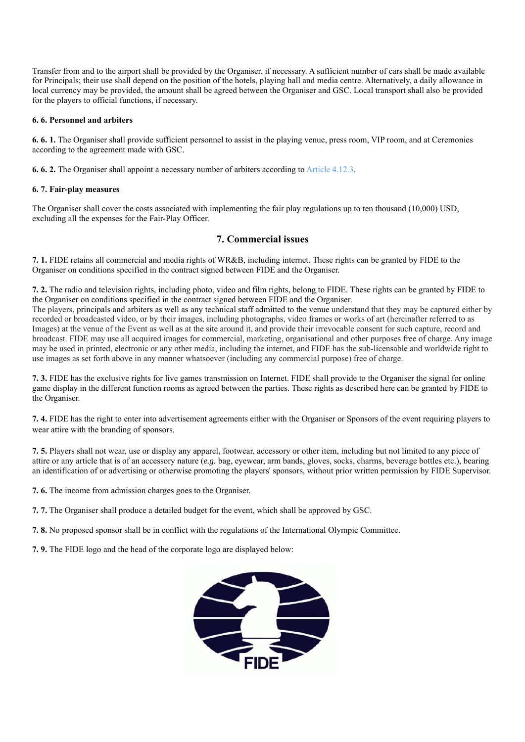Transfer from and to the airport shall be provided by the Organiser, if necessary. A sufficient number of cars shall be made available for Principals; their use shall depend on the position of the hotels, playing hall and media centre. Alternatively, a daily allowance in local currency may be provided, the amount shall be agreed between the Organiser and GSC. Local transport shall also be provided for the players to official functions, if necessary.

#### 6. 6. Personnel and arbiters

**6. 6. 1.** The Organiser shall provide sufficient personnel to assist in the playing venue, press room, VIP room, and at Ceremonies according to the agreement made with GSC.

**6. 6. 2.** The Organiser shall appoint a necessary number of arbiters according to Article 4.12.3.

#### 6. 7. Fair-play measures

The Organiser shall cover the costs associated with implementing the fair play regulations up to ten thousand (10,000) USD, excluding all the expenses for the Fair-Play Officer.

## 7. Commercial issues

**7. 1.** FIDE retains all commercial and media rights of WR&B, including internet. These rights can be granted by FIDE to the Organiser on conditions specified in the contract signed between FIDE and the Organiser.

**7. 2.** The radio and television rights, including photo, video and film rights, belong to FIDE. These rights can be granted by FIDE to the Organiser on conditions specified in the contract signed between FIDE and the Organiser.
The players, principals and arbiters as well as any technical staff admitted to the venue understand that they may be captured either by recorded or broadcasted video, or by their images, including photographs, video frames or works of art (hereinafter referred to as Images) at the venue of the Event as well as at the site around it, and provide their irrevocable consent for such capture, record and broadcast. FIDE may use all acquired images for commercial, marketing, organisational and other purposes free of charge. Any image may be used in printed, electronic or any other media, including the internet, and FIDE has the sub-licensable and worldwide right to use images as set forth above in any manner whatsoever (including any commercial purpose) free of charge.

**7. 3.** FIDE has the exclusive rights for live games transmission on Internet. FIDE shall provide to the Organiser the signal for online game display in the different function rooms as agreed between the parties. These rights as described here can be granted by FIDE to the Organiser.

**7. 4.** FIDE has the right to enter into advertisement agreements either with the Organiser or Sponsors of the event requiring players to wear attire with the branding of sponsors.

**7. 5.** Players shall not wear, use or display any apparel, footwear, accessory or other item, including but not limited to any piece of attire or any article that is of an accessory nature (*e.g.* bag, eyewear, arm bands, gloves, socks, charms, beverage bottles etc.), bearing an identification of or advertising or otherwise promoting the players' sponsors, without prior written permission by FIDE Supervisor.

**7. 6.** The income from admission charges goes to the Organiser.

**7. 7.** The Organiser shall produce a detailed budget for the event, which shall be approved by GSC.

**7. 8.** No proposed sponsor shall be in conflict with the regulations of the International Olympic Committee.

**7. 9.** The FIDE logo and the head of the corporate logo are displayed below: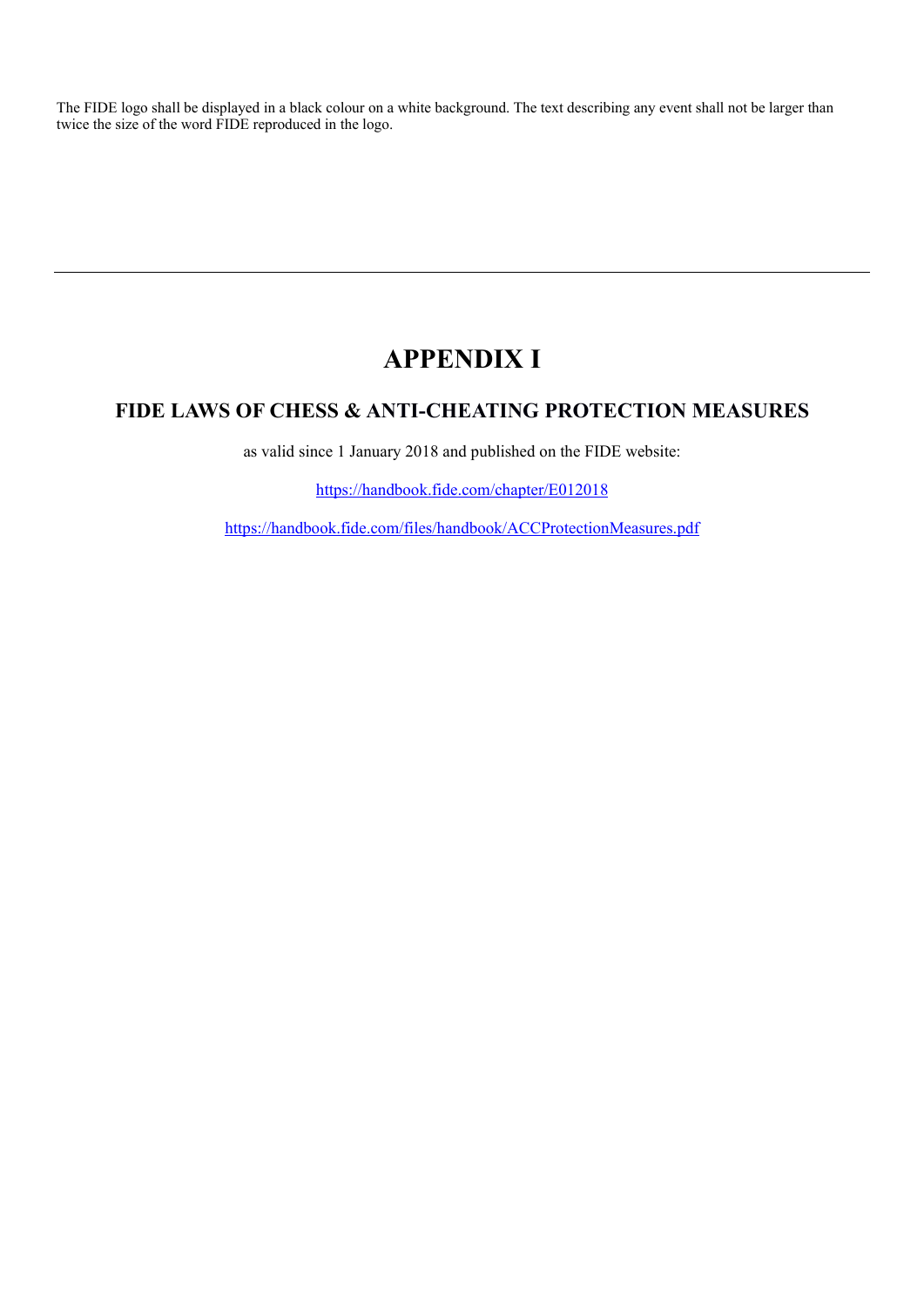The FIDE logo shall be displayed in a black colour on a white background. The text describing any event shall not be larger than twice the size of the word FIDE reproduced in the logo.

---

# APPENDIX I

## FIDE LAWS OF CHESS & ANTI-CHEATING PROTECTION MEASURES

as valid since 1 January 2018 and published on the FIDE website:

https://handbook.fide.com/chapter/E012018

https://handbook.fide.com/files/handbook/ACCProtectionMeasures.pdf